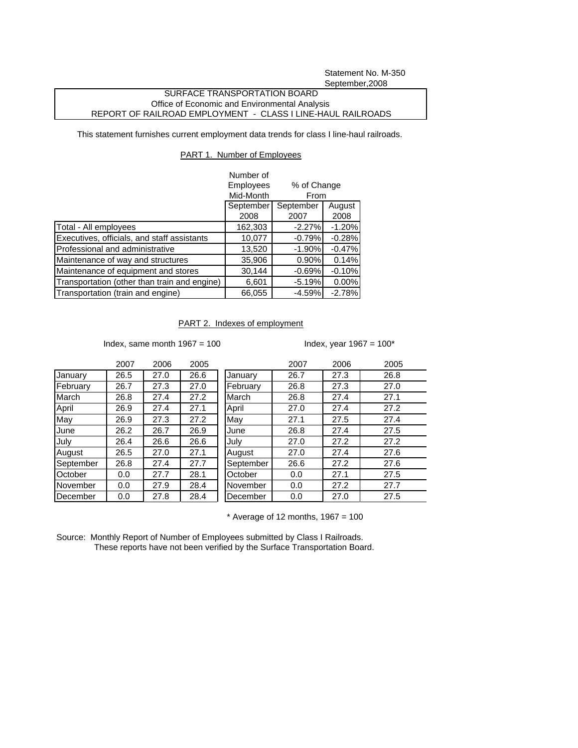Statement No. M-350
September,2008

**SURFACE TRANSPORTATION BOARD**
**Office of Economic and Environmental Analysis**
**REPORT OF RAILROAD EMPLOYMENT - CLASS I LINE-HAUL RAILROADS**

This statement furnishes current employment data trends for class I line-haul railroads.

## PART 1. Number of Employees

| | Number of Employees Mid-Month | % of Change From | |
|---|---|---|---|
| | September 2008 | September 2007 | August 2008 |
| Total - All employees | 162,303 | -2.27% | -1.20% |
| Executives, officials, and staff assistants | 10,077 | -0.79% | -0.28% |
| Professional and administrative | 13,520 | -1.90% | -0.47% |
| Maintenance of way and structures | 35,906 | 0.90% | 0.14% |
| Maintenance of equipment and stores | 30,144 | -0.69% | -0.10% |
| Transportation (other than train and engine) | 6,601 | -5.19% | 0.00% |
| Transportation (train and engine) | 66,055 | -4.59% | -2.78% |

## PART 2. Indexes of employment

Index, same month 1967 = 100

| | 2007 | 2006 | 2005 |
|---|---|---|---|
| January | 26.5 | 27.0 | 26.6 |
| February | 26.7 | 27.3 | 27.0 |
| March | 26.8 | 27.4 | 27.2 |
| April | 26.9 | 27.4 | 27.1 |
| May | 26.9 | 27.3 | 27.2 |
| June | 26.2 | 26.7 | 26.9 |
| July | 26.4 | 26.6 | 26.6 |
| August | 26.5 | 27.0 | 27.1 |
| September | 26.8 | 27.4 | 27.7 |
| October | 0.0 | 27.7 | 28.1 |
| November | 0.0 | 27.9 | 28.4 |
| December | 0.0 | 27.8 | 28.4 |

Index, year 1967 = 100*

| | 2007 | 2006 | 2005 |
|---|---|---|---|
| January | 26.7 | 27.3 | 26.8 |
| February | 26.8 | 27.3 | 27.0 |
| March | 26.8 | 27.4 | 27.1 |
| April | 27.0 | 27.4 | 27.2 |
| May | 27.1 | 27.5 | 27.4 |
| June | 26.8 | 27.4 | 27.5 |
| July | 27.0 | 27.2 | 27.2 |
| August | 27.0 | 27.4 | 27.6 |
| September | 26.6 | 27.2 | 27.6 |
| October | 0.0 | 27.1 | 27.5 |
| November | 0.0 | 27.2 | 27.7 |
| December | 0.0 | 27.0 | 27.5 |

* Average of 12 months, 1967 = 100

Source: Monthly Report of Number of Employees submitted by Class I Railroads.
These reports have not been verified by the Surface Transportation Board.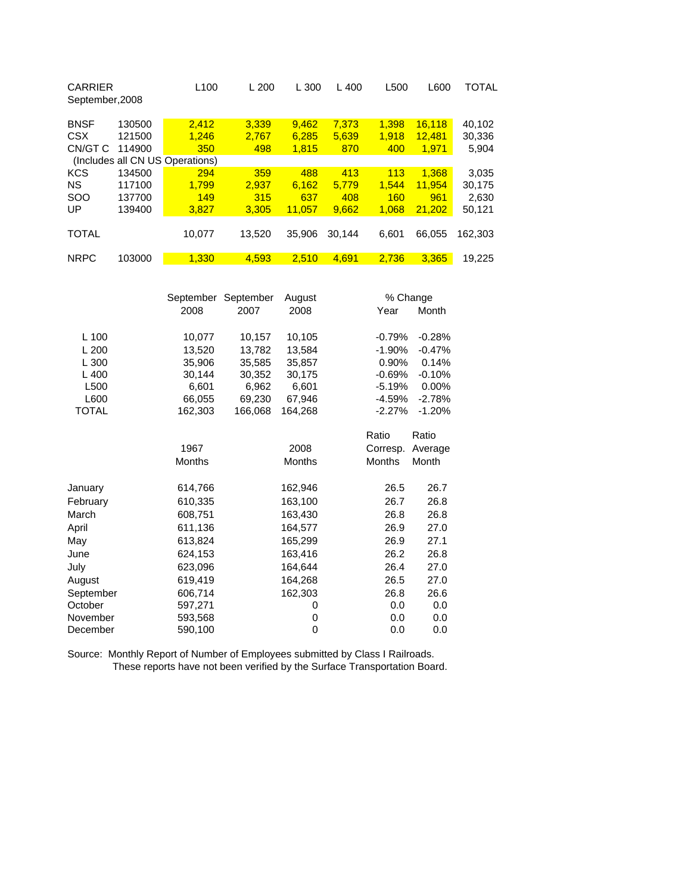| CARRIER September,2008 | | L100 | L 200 | L 300 | L 400 | L500 | L600 | TOTAL |
|---|---|---|---|---|---|---|---|---|
| BNSF | 130500 | 2,412 | 3,339 | 9,462 | 7,373 | 1,398 | 16,118 | 40,102 |
| CSX | 121500 | 1,246 | 2,767 | 6,285 | 5,639 | 1,918 | 12,481 | 30,336 |
| CN/GT C | 114900 | 350 | 498 | 1,815 | 870 | 400 | 1,971 | 5,904 |
| (Includes all CN US Operations) | | | | | | | | |
| KCS | 134500 | 294 | 359 | 488 | 413 | 113 | 1,368 | 3,035 |
| NS | 117100 | 1,799 | 2,937 | 6,162 | 5,779 | 1,544 | 11,954 | 30,175 |
| SOO | 137700 | 149 | 315 | 637 | 408 | 160 | 961 | 2,630 |
| UP | 139400 | 3,827 | 3,305 | 11,057 | 9,662 | 1,068 | 21,202 | 50,121 |
| TOTAL | | 10,077 | 13,520 | 35,906 | 30,144 | 6,601 | 66,055 | 162,303 |
| NRPC | 103000 | 1,330 | 4,593 | 2,510 | 4,691 | 2,736 | 3,365 | 19,225 |

| | September 2008 | September 2007 | August 2008 | % Change Year | % Change Month |
|---|---|---|---|---|---|
| L 100 | 10,077 | 10,157 | 10,105 | -0.79% | -0.28% |
| L 200 | 13,520 | 13,782 | 13,584 | -1.90% | -0.47% |
| L 300 | 35,906 | 35,585 | 35,857 | 0.90% | 0.14% |
| L 400 | 30,144 | 30,352 | 30,175 | -0.69% | -0.10% |
| L500 | 6,601 | 6,962 | 6,601 | -5.19% | 0.00% |
| L600 | 66,055 | 69,230 | 67,946 | -4.59% | -2.78% |
| TOTAL | 162,303 | 166,068 | 164,268 | -2.27% | -1.20% |

| | 1967 Months | 2008 Months | Ratio Corresp. Months | Ratio Average Month |
|---|---|---|---|---|
| January | 614,766 | 162,946 | 26.5 | 26.7 |
| February | 610,335 | 163,100 | 26.7 | 26.8 |
| March | 608,751 | 163,430 | 26.8 | 26.8 |
| April | 611,136 | 164,577 | 26.9 | 27.0 |
| May | 613,824 | 165,299 | 26.9 | 27.1 |
| June | 624,153 | 163,416 | 26.2 | 26.8 |
| July | 623,096 | 164,644 | 26.4 | 27.0 |
| August | 619,419 | 164,268 | 26.5 | 27.0 |
| September | 606,714 | 162,303 | 26.8 | 26.6 |
| October | 597,271 | 0 | 0.0 | 0.0 |
| November | 593,568 | 0 | 0.0 | 0.0 |
| December | 590,100 | 0 | 0.0 | 0.0 |

Source: Monthly Report of Number of Employees submitted by Class I Railroads.
These reports have not been verified by the Surface Transportation Board.